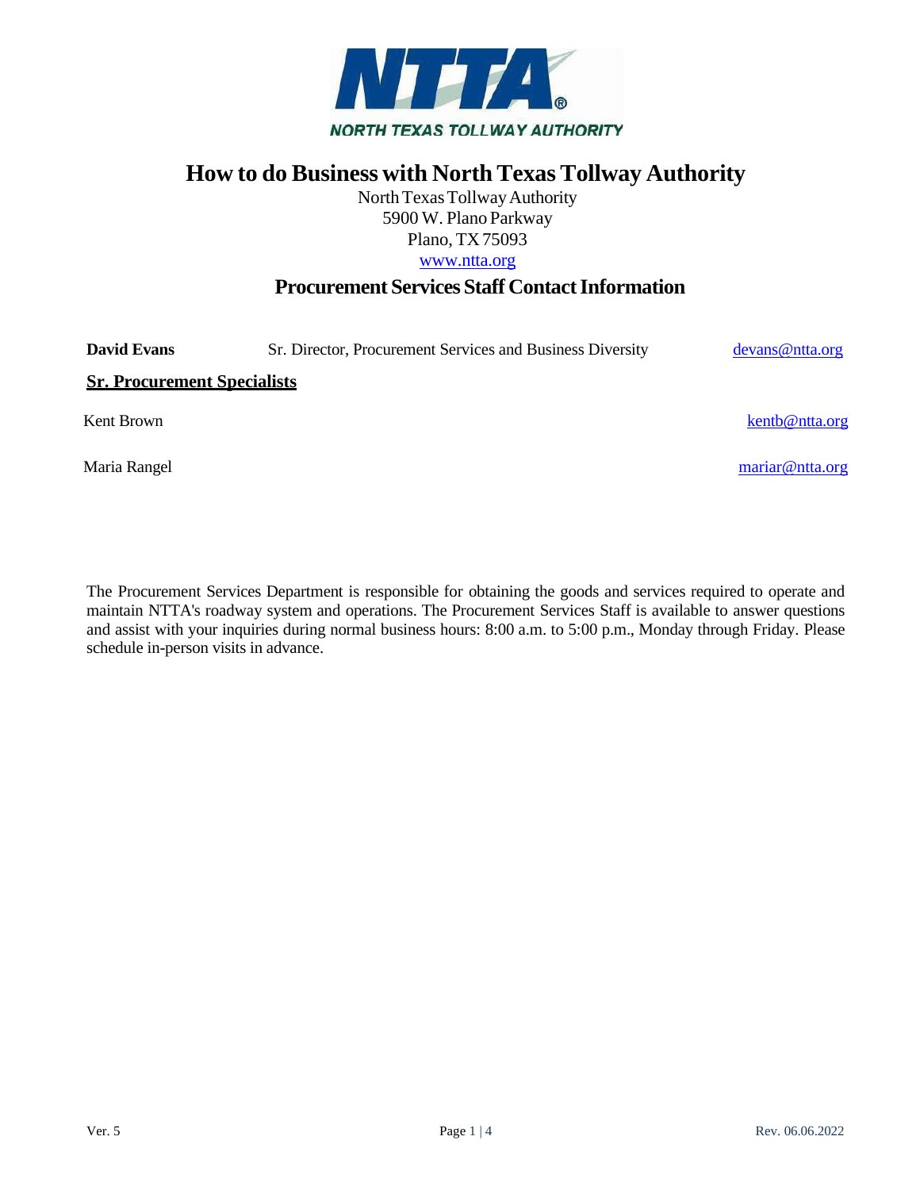NORTH TEXAS TOLLWAY AUTHORITY

# How to do Business with North Texas Tollway Authority

North Texas Tollway Authority
5900 W. Plano Parkway
Plano, TX 75093
www.ntta.org

## Procurement Services Staff Contact Information

**David Evans** Sr. Director, Procurement Services and Business Diversity devans@ntta.org

**Sr. Procurement Specialists**

Kent Brown kentb@ntta.org

Maria Rangel mariar@ntta.org

The Procurement Services Department is responsible for obtaining the goods and services required to operate and maintain NTTA's roadway system and operations. The Procurement Services Staff is available to answer questions and assist with your inquiries during normal business hours: 8:00 a.m. to 5:00 p.m., Monday through Friday. Please schedule in-person visits in advance.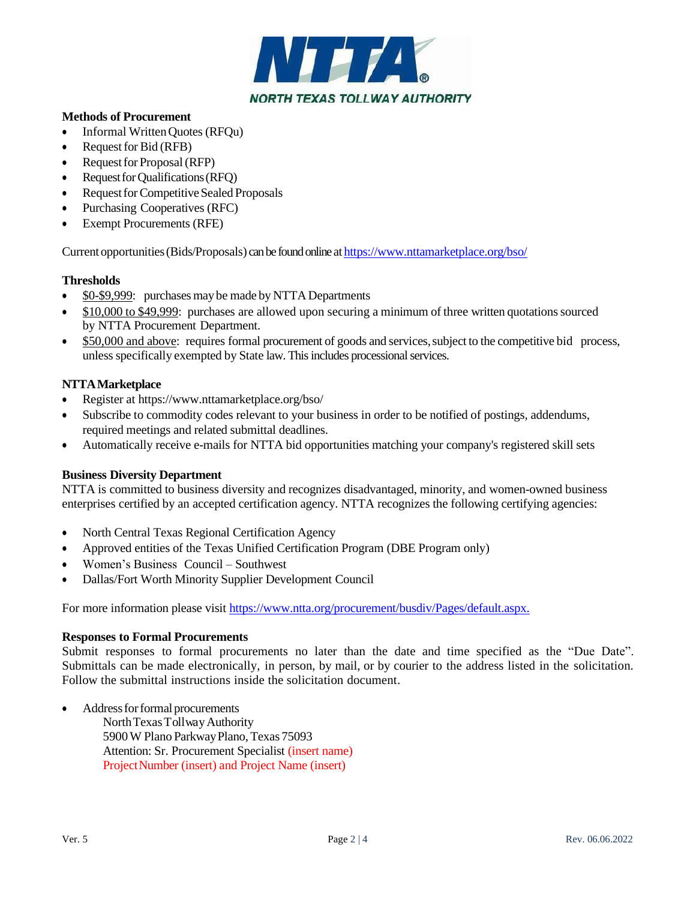**Methods of Procurement**

- Informal Written Quotes (RFQu)
- Request for Bid (RFB)
- Request for Proposal (RFP)
- Request for Qualifications (RFQ)
- Request for Competitive Sealed Proposals
- Purchasing Cooperatives (RFC)
- Exempt Procurements (RFE)

Current opportunities (Bids/Proposals) can be found online at https://www.nttamarketplace.org/bso/

**Thresholds**

- $0-$9,999: purchases may be made by NTTA Departments
- $10,000 to $49,999: purchases are allowed upon securing a minimum of three written quotations sourced by NTTA Procurement Department.
- $50,000 and above: requires formal procurement of goods and services, subject to the competitive bid process, unless specifically exempted by State law. This includes processional services.

**NTTA Marketplace**

- Register at https://www.nttamarketplace.org/bso/
- Subscribe to commodity codes relevant to your business in order to be notified of postings, addendums, required meetings and related submittal deadlines.
- Automatically receive e-mails for NTTA bid opportunities matching your company's registered skill sets

**Business Diversity Department**

NTTA is committed to business diversity and recognizes disadvantaged, minority, and women-owned business enterprises certified by an accepted certification agency. NTTA recognizes the following certifying agencies:

- North Central Texas Regional Certification Agency
- Approved entities of the Texas Unified Certification Program (DBE Program only)
- Women's Business Council – Southwest
- Dallas/Fort Worth Minority Supplier Development Council

For more information please visit https://www.ntta.org/procurement/busdiv/Pages/default.aspx.

**Responses to Formal Procurements**

Submit responses to formal procurements no later than the date and time specified as the "Due Date". Submittals can be made electronically, in person, by mail, or by courier to the address listed in the solicitation. Follow the submittal instructions inside the solicitation document.

- Address for formal procurements
  North Texas Tollway Authority
  5900 W Plano Parkway Plano, Texas 75093
  Attention: Sr. Procurement Specialist (insert name)
  Project Number (insert) and Project Name (insert)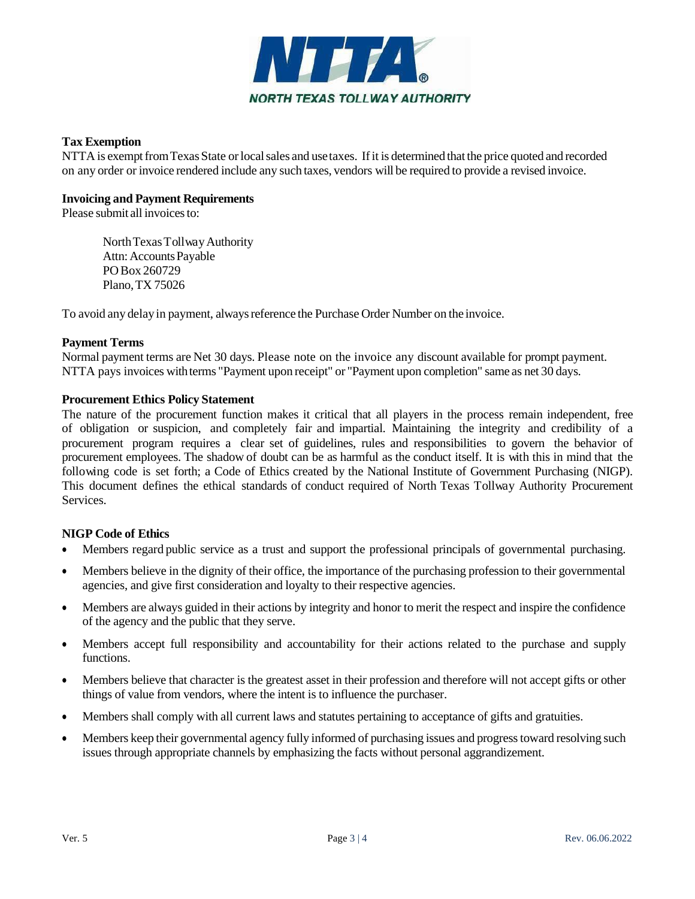**Tax Exemption**

NTTA is exempt from Texas State or local sales and use taxes. If it is determined that the price quoted and recorded on any order or invoice rendered include any such taxes, vendors will be required to provide a revised invoice.

**Invoicing and Payment Requirements**

Please submit all invoices to:

> North Texas Tollway Authority
> Attn: Accounts Payable
> PO Box 260729
> Plano, TX 75026

To avoid any delay in payment, always reference the Purchase Order Number on the invoice.

**Payment Terms**

Normal payment terms are Net 30 days. Please note on the invoice any discount available for prompt payment. NTTA pays invoices with terms "Payment upon receipt" or "Payment upon completion" same as net 30 days.

**Procurement Ethics Policy Statement**

The nature of the procurement function makes it critical that all players in the process remain independent, free of obligation or suspicion, and completely fair and impartial. Maintaining the integrity and credibility of a procurement program requires a clear set of guidelines, rules and responsibilities to govern the behavior of procurement employees. The shadow of doubt can be as harmful as the conduct itself. It is with this in mind that the following code is set forth; a Code of Ethics created by the National Institute of Government Purchasing (NIGP). This document defines the ethical standards of conduct required of North Texas Tollway Authority Procurement Services.

**NIGP Code of Ethics**

- Members regard public service as a trust and support the professional principals of governmental purchasing.
- Members believe in the dignity of their office, the importance of the purchasing profession to their governmental agencies, and give first consideration and loyalty to their respective agencies.
- Members are always guided in their actions by integrity and honor to merit the respect and inspire the confidence of the agency and the public that they serve.
- Members accept full responsibility and accountability for their actions related to the purchase and supply functions.
- Members believe that character is the greatest asset in their profession and therefore will not accept gifts or other things of value from vendors, where the intent is to influence the purchaser.
- Members shall comply with all current laws and statutes pertaining to acceptance of gifts and gratuities.
- Members keep their governmental agency fully informed of purchasing issues and progress toward resolving such issues through appropriate channels by emphasizing the facts without personal aggrandizement.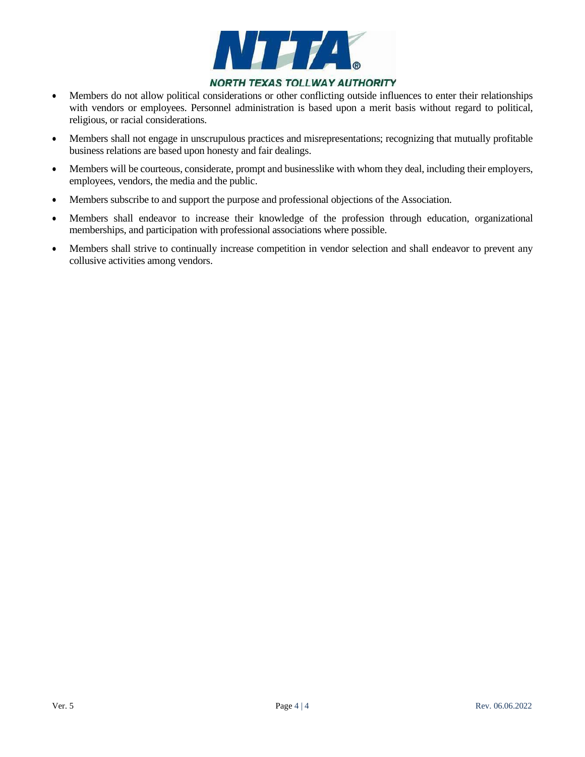- Members do not allow political considerations or other conflicting outside influences to enter their relationships with vendors or employees. Personnel administration is based upon a merit basis without regard to political, religious, or racial considerations.
- Members shall not engage in unscrupulous practices and misrepresentations; recognizing that mutually profitable business relations are based upon honesty and fair dealings.
- Members will be courteous, considerate, prompt and businesslike with whom they deal, including their employers, employees, vendors, the media and the public.
- Members subscribe to and support the purpose and professional objections of the Association.
- Members shall endeavor to increase their knowledge of the profession through education, organizational memberships, and participation with professional associations where possible.
- Members shall strive to continually increase competition in vendor selection and shall endeavor to prevent any collusive activities among vendors.